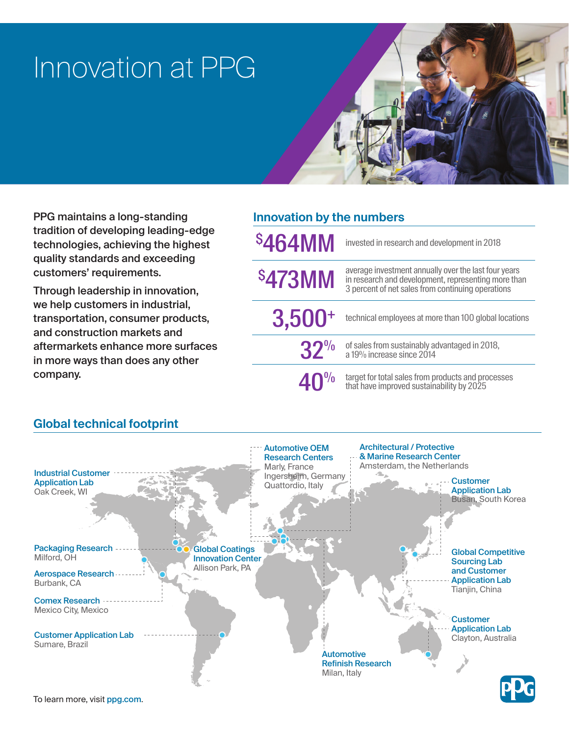# Innovation at PPG

**PPG maintains a long-standing tradition of developing leading-edge technologies, achieving the highest quality standards and exceeding customers' requirements.**

**Through leadership in innovation, we help customers in industrial, transportation, consumer products, and construction markets and aftermarkets enhance more surfaces in more ways than does any other company.**

## Innovation by the numbers

| | |
|---|---|
| **$464MM** | invested in research and development in 2018 |
| **$473MM** | average investment annually over the last four years in research and development, representing more than 3 percent of net sales from continuing operations |
| **3,500+** | technical employees at more than 100 global locations |
| **32%** | of sales from sustainably advantaged in 2018, a 19% increase since 2014 |
| **40%** | target for total sales from products and processes that have improved sustainability by 2025 |

## Global technical footprint

**Industrial Customer Application Lab**
Oak Creek, WI

**Packaging Research**
Milford, OH

**Aerospace Research**
Burbank, CA

**Comex Research**
Mexico City, Mexico

**Customer Application Lab**
Sumare, Brazil

**Global Coatings Innovation Center**
Allison Park, PA

**Automotive OEM Research Centers**
Marly, France
Ingersheim, Germany
Quattordio, Italy

**Architectural / Protective & Marine Research Center**
Amsterdam, the Netherlands

**Automotive Refinish Research**
Milan, Italy

**Customer Application Lab**
Busan, South Korea

**Global Competitive Sourcing Lab and Customer Application Lab**
Tianjin, China

**Customer Application Lab**
Clayton, Australia

To learn more, visit ppg.com.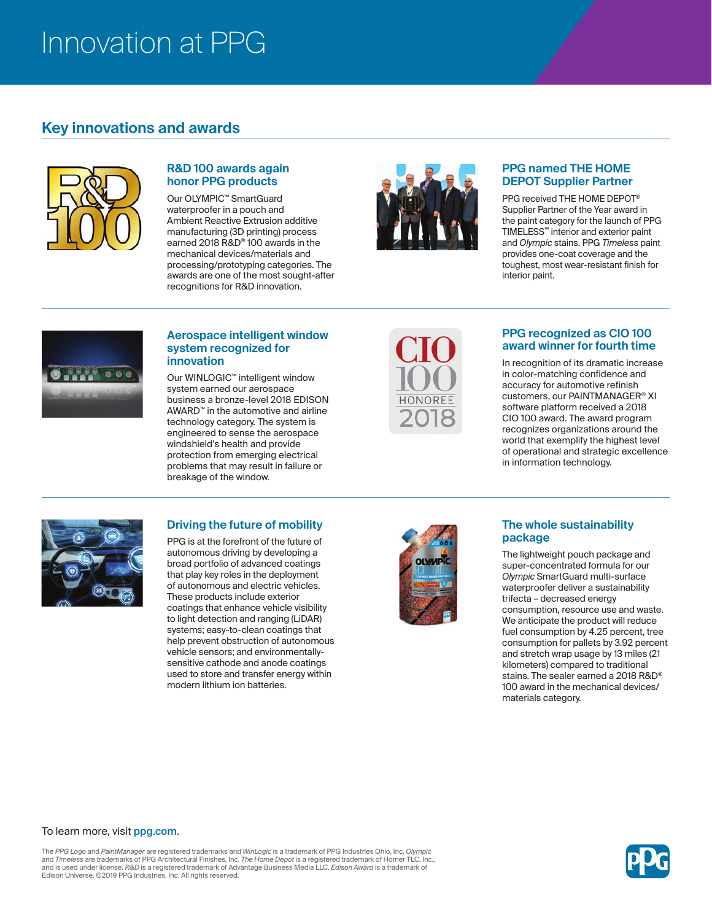# Innovation at PPG

## Key innovations and awards

### R&D 100 awards again honor PPG products

Our OLYMPIC™ SmartGuard waterproofer in a pouch and Ambient Reactive Extrusion additive manufacturing (3D printing) process earned 2018 R&D® 100 awards in the mechanical devices/materials and processing/prototyping categories. The awards are one of the most sought-after recognitions for R&D innovation.

### PPG named THE HOME DEPOT Supplier Partner

PPG received THE HOME DEPOT® Supplier Partner of the Year award in the paint category for the launch of PPG TIMELESS™ interior and exterior paint and *Olympic* stains. PPG *Timeless* paint provides one-coat coverage and the toughest, most wear-resistant finish for interior paint.

### Aerospace intelligent window system recognized for innovation

Our WINLOGIC™ intelligent window system earned our aerospace business a bronze-level 2018 EDISON AWARD™ in the automotive and airline technology category. The system is engineered to sense the aerospace windshield's health and provide protection from emerging electrical problems that may result in failure or breakage of the window.

### PPG recognized as CIO 100 award winner for fourth time

In recognition of its dramatic increase in color-matching confidence and accuracy for automotive refinish customers, our PAINTMANAGER® XI software platform received a 2018 CIO 100 award. The award program recognizes organizations around the world that exemplify the highest level of operational and strategic excellence in information technology.

### Driving the future of mobility

PPG is at the forefront of the future of autonomous driving by developing a broad portfolio of advanced coatings that play key roles in the deployment of autonomous and electric vehicles. These products include exterior coatings that enhance visibility to light detection and ranging (LiDAR) systems; easy-to-clean coatings that help prevent obstruction of autonomous vehicle sensors; and environmentally-sensitive cathode and anode coatings used to store and transfer energy within modern lithium ion batteries.

### The whole sustainability package

The lightweight pouch package and super-concentrated formula for our *Olympic* SmartGuard multi-surface waterproofer deliver a sustainability trifecta – decreased energy consumption, resource use and waste. We anticipate the product will reduce fuel consumption by 4.25 percent, tree consumption for pallets by 3.92 percent and stretch wrap usage by 13 miles (21 kilometers) compared to traditional stains. The sealer earned a 2018 R&D® 100 award in the mechanical devices/materials category.

To learn more, visit ppg.com.

The *PPG Logo* and *PaintManager* are registered trademarks and *WinLogic* is a trademark of PPG Industries Ohio, Inc. *Olympic* and *Timeless* are trademarks of PPG Architectural Finishes, Inc. *The Home Depot* is a registered trademark of Homer TLC, Inc., and is used under license. *R&D* is a registered trademark of Advantage Business Media LLC. *Edison Award* is a trademark of Edison Universe. ©2019 PPG Industries, Inc. All rights reserved.